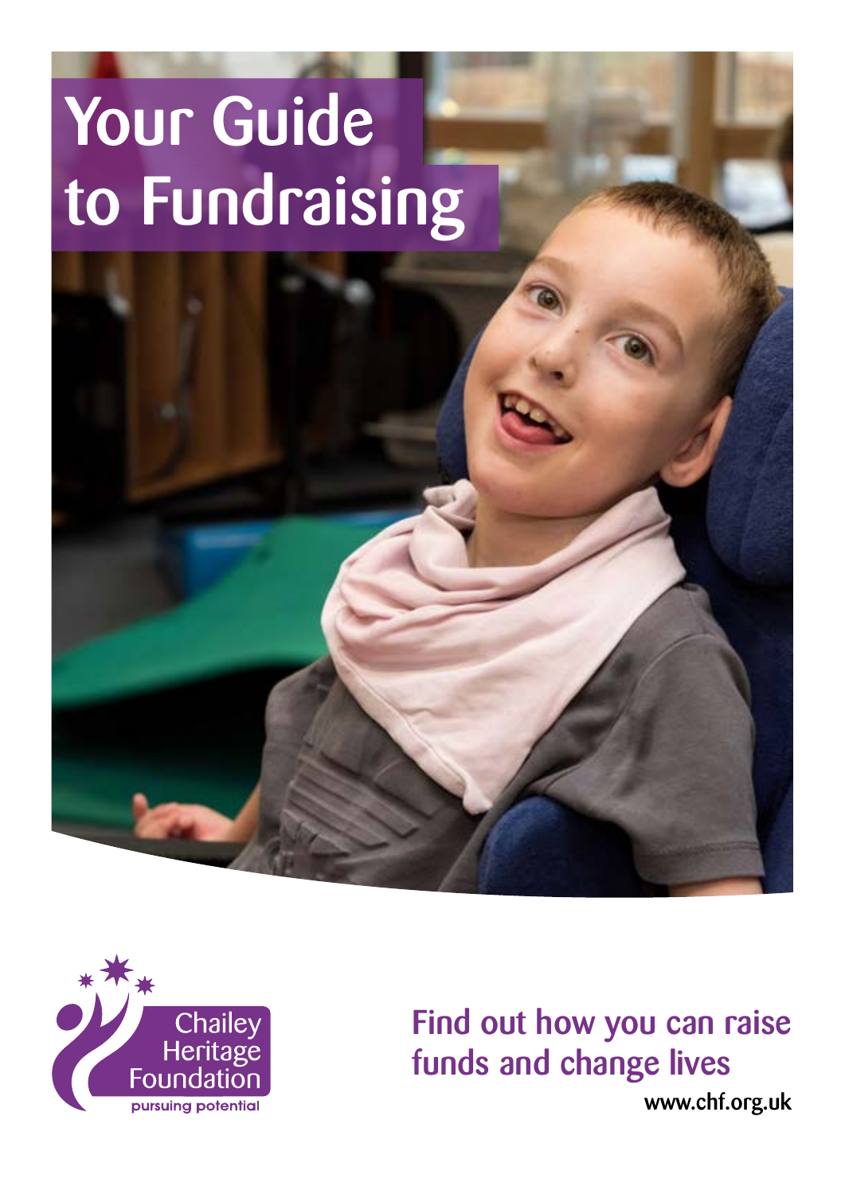# Your Guide to Fundraising

Chailey Heritage Foundation

pursuing potential

## Find out how you can raise funds and change lives

www.chf.org.uk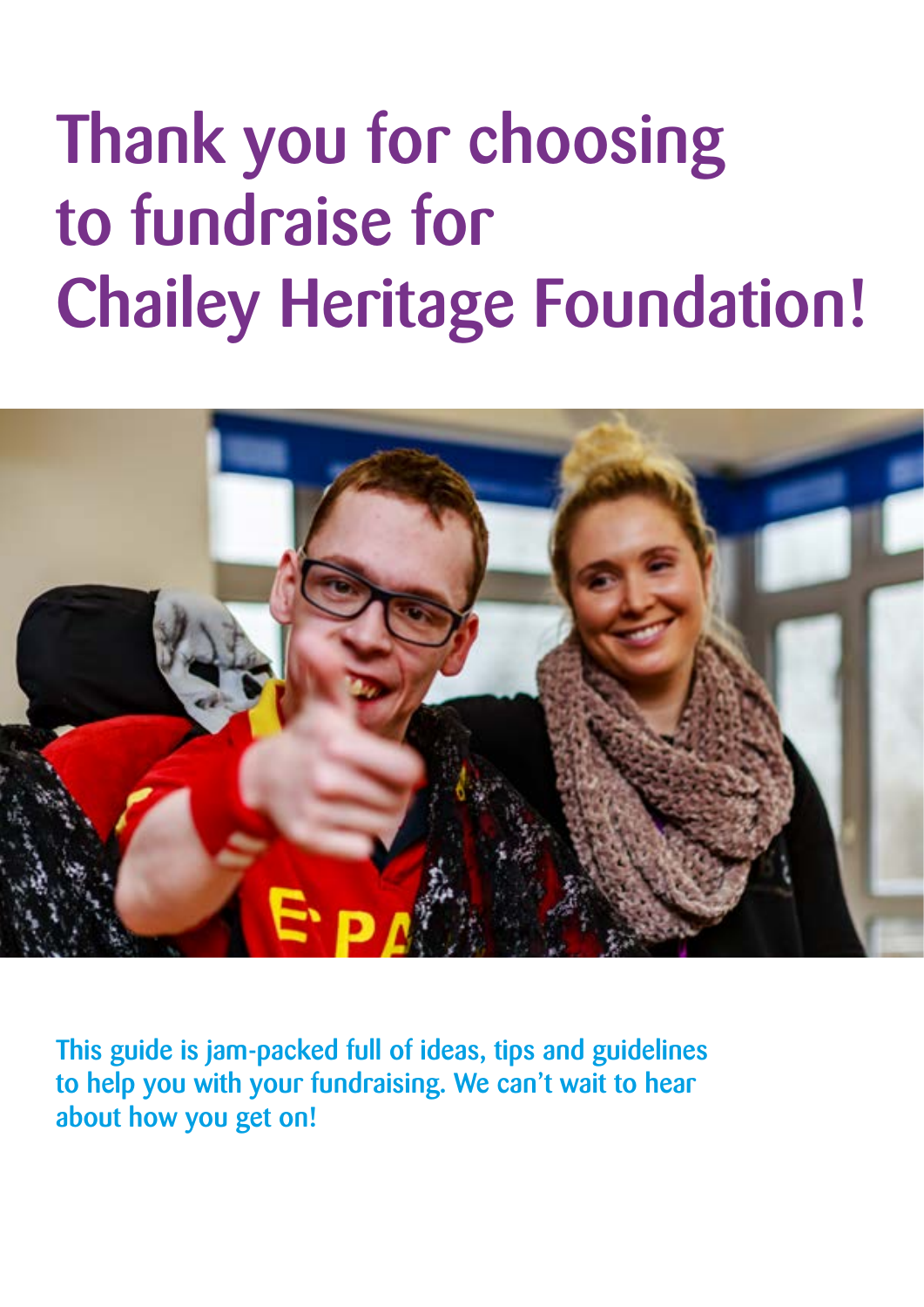# Thank you for choosing to fundraise for Chailey Heritage Foundation!

This guide is jam-packed full of ideas, tips and guidelines to help you with your fundraising. We can't wait to hear about how you get on!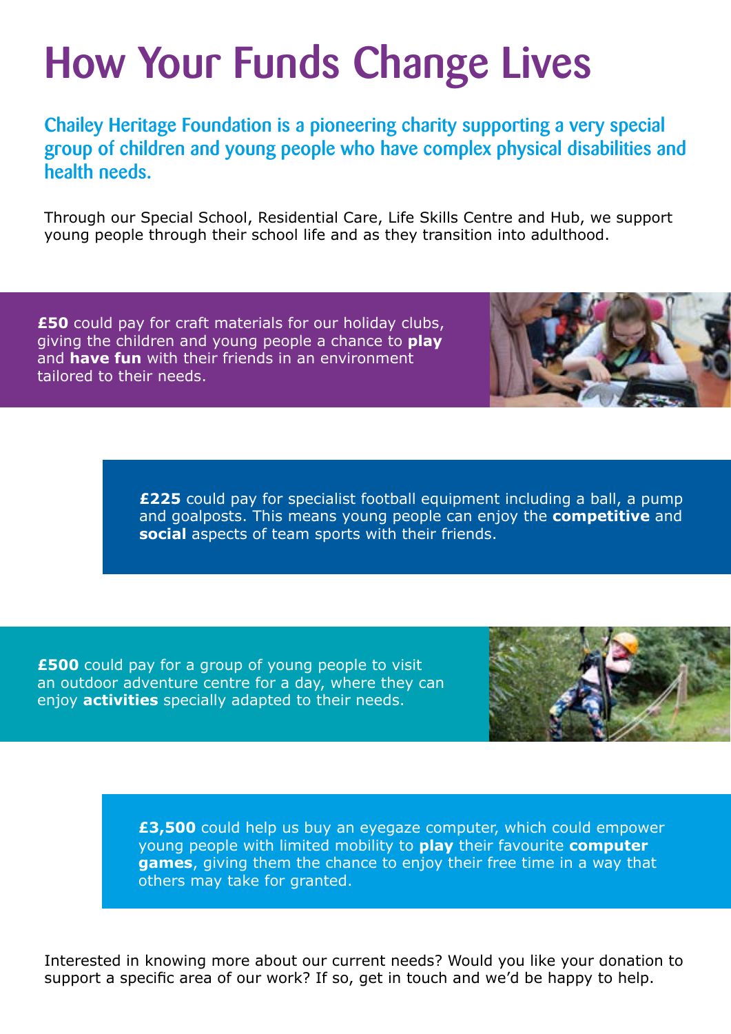# How Your Funds Change Lives

## Chailey Heritage Foundation is a pioneering charity supporting a very special group of children and young people who have complex physical disabilities and health needs.

Through our Special School, Residential Care, Life Skills Centre and Hub, we support young people through their school life and as they transition into adulthood.

**£50** could pay for craft materials for our holiday clubs, giving the children and young people a chance to **play** and **have fun** with their friends in an environment tailored to their needs.

**£225** could pay for specialist football equipment including a ball, a pump and goalposts. This means young people can enjoy the **competitive** and **social** aspects of team sports with their friends.

**£500** could pay for a group of young people to visit an outdoor adventure centre for a day, where they can enjoy **activities** specially adapted to their needs.

**£3,500** could help us buy an eyegaze computer, which could empower young people with limited mobility to **play** their favourite **computer games**, giving them the chance to enjoy their free time in a way that others may take for granted.

Interested in knowing more about our current needs? Would you like your donation to support a specific area of our work? If so, get in touch and we'd be happy to help.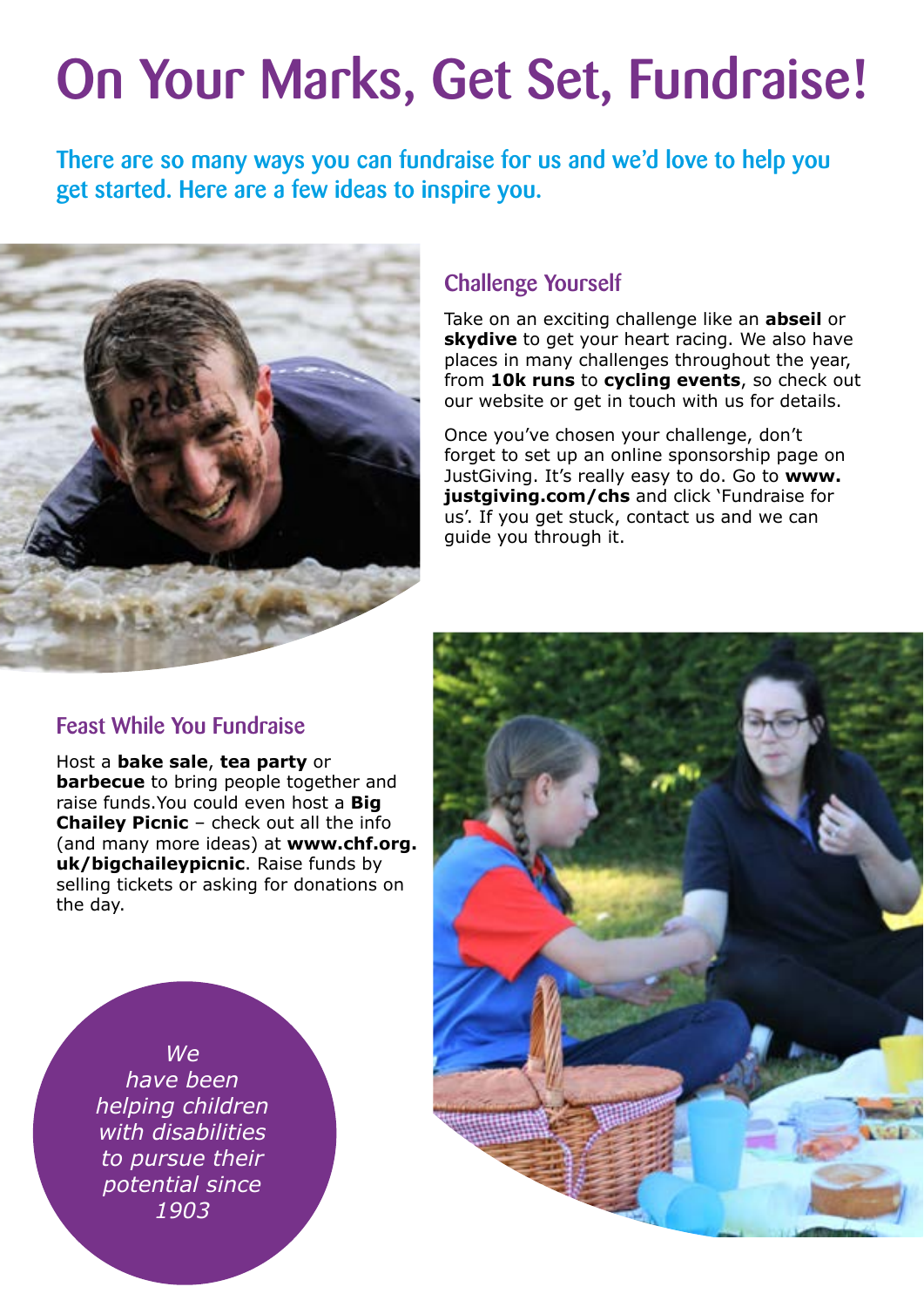# On Your Marks, Get Set, Fundraise!

There are so many ways you can fundraise for us and we'd love to help you get started. Here are a few ideas to inspire you.

## Challenge Yourself

Take on an exciting challenge like an **abseil** or **skydive** to get your heart racing. We also have places in many challenges throughout the year, from **10k runs** to **cycling events**, so check out our website or get in touch with us for details.

Once you've chosen your challenge, don't forget to set up an online sponsorship page on JustGiving. It's really easy to do. Go to **www.justgiving.com/chs** and click 'Fundraise for us'. If you get stuck, contact us and we can guide you through it.

## Feast While You Fundraise

Host a **bake sale**, **tea party** or **barbecue** to bring people together and raise funds. You could even host a **Big Chailey Picnic** – check out all the info (and many more ideas) at **www.chf.org.uk/bigchaileypicnic**. Raise funds by selling tickets or asking for donations on the day.

*We have been helping children with disabilities to pursue their potential since 1903*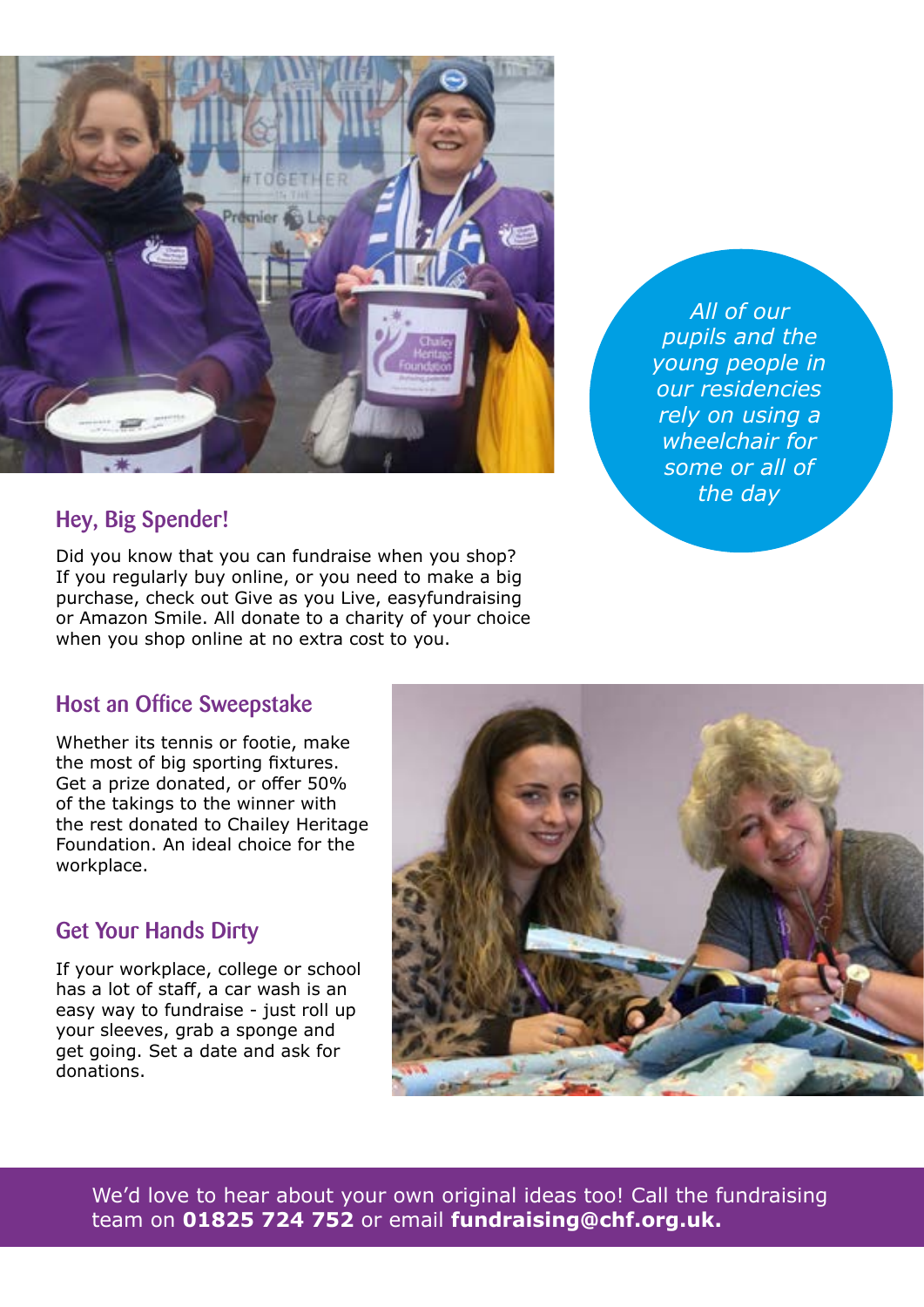*All of our pupils and the young people in our residencies rely on using a wheelchair for some or all of the day*

## Hey, Big Spender!

Did you know that you can fundraise when you shop? If you regularly buy online, or you need to make a big purchase, check out Give as you Live, easyfundraising or Amazon Smile. All donate to a charity of your choice when you shop online at no extra cost to you.

## Host an Office Sweepstake

Whether its tennis or footie, make the most of big sporting fixtures. Get a prize donated, or offer 50% of the takings to the winner with the rest donated to Chailey Heritage Foundation. An ideal choice for the workplace.

## Get Your Hands Dirty

If your workplace, college or school has a lot of staff, a car wash is an easy way to fundraise - just roll up your sleeves, grab a sponge and get going. Set a date and ask for donations.

We'd love to hear about your own original ideas too! Call the fundraising team on **01825 724 752** or email **fundraising@chf.org.uk.**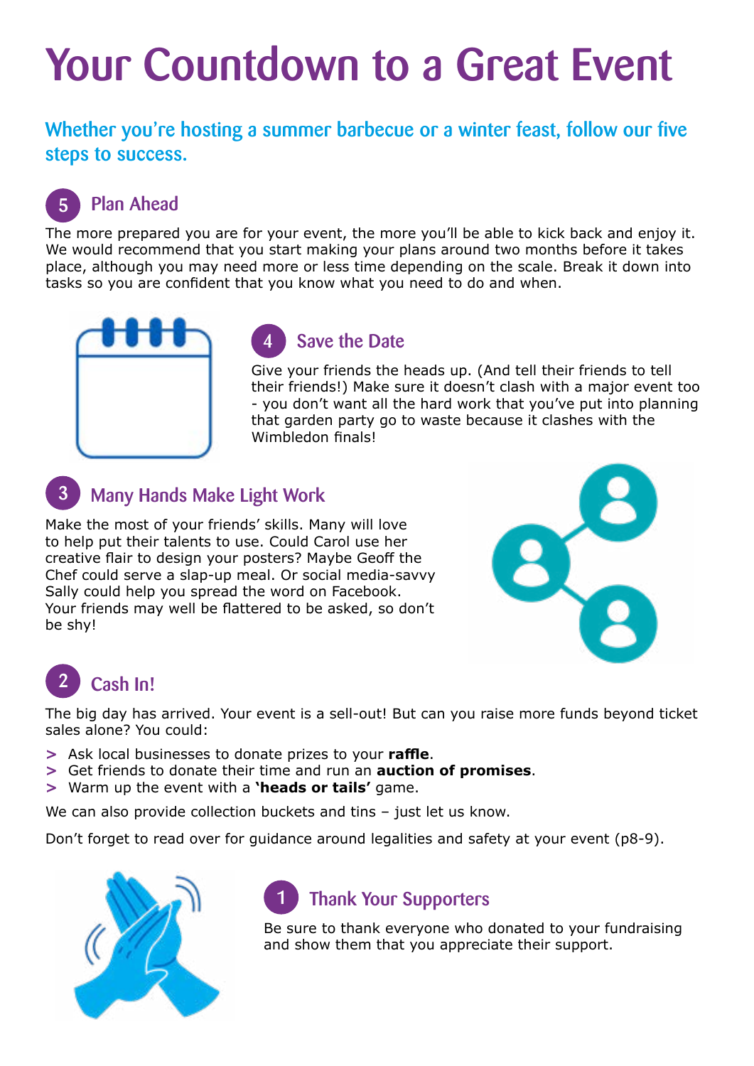# Your Countdown to a Great Event

## Whether you're hosting a summer barbecue or a winter feast, follow our five steps to success.

### 5 Plan Ahead

The more prepared you are for your event, the more you'll be able to kick back and enjoy it. We would recommend that you start making your plans around two months before it takes place, although you may need more or less time depending on the scale. Break it down into tasks so you are confident that you know what you need to do and when.

### 4 Save the Date

Give your friends the heads up. (And tell their friends to tell their friends!) Make sure it doesn't clash with a major event too - you don't want all the hard work that you've put into planning that garden party go to waste because it clashes with the Wimbledon finals!

### 3 Many Hands Make Light Work

Make the most of your friends' skills. Many will love to help put their talents to use. Could Carol use her creative flair to design your posters? Maybe Geoff the Chef could serve a slap-up meal. Or social media-savvy Sally could help you spread the word on Facebook. Your friends may well be flattered to be asked, so don't be shy!

### 2 Cash In!

The big day has arrived. Your event is a sell-out! But can you raise more funds beyond ticket sales alone? You could:

- Ask local businesses to donate prizes to your **raffle**.
- Get friends to donate their time and run an **auction of promises**.
- Warm up the event with a **'heads or tails'** game.

We can also provide collection buckets and tins – just let us know.

Don't forget to read over for guidance around legalities and safety at your event (p8-9).

### 1 Thank Your Supporters

Be sure to thank everyone who donated to your fundraising and show them that you appreciate their support.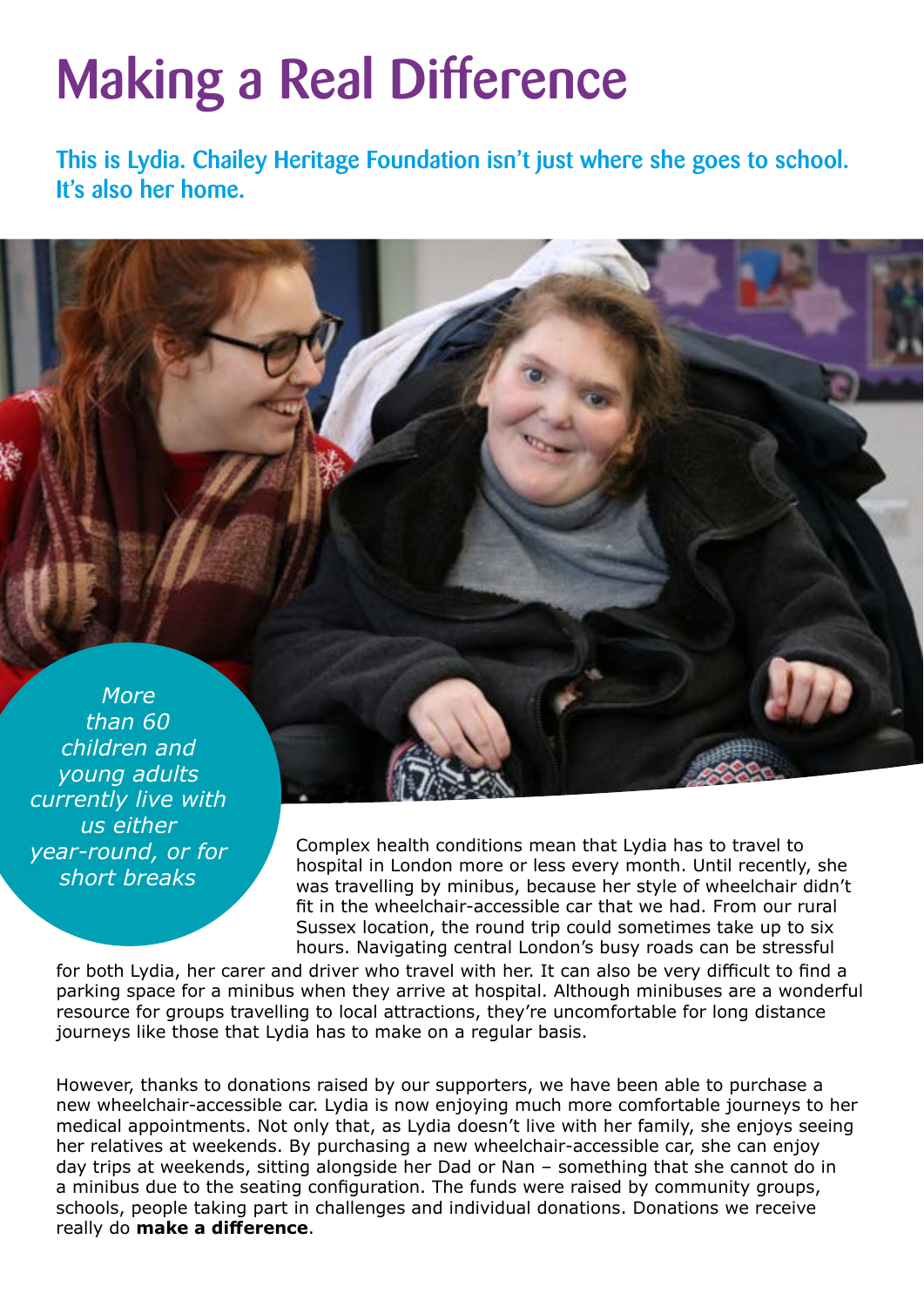# Making a Real Difference

## This is Lydia. Chailey Heritage Foundation isn't just where she goes to school. It's also her home.

*More than 60 children and young adults currently live with us either year-round, or for short breaks*

Complex health conditions mean that Lydia has to travel to hospital in London more or less every month. Until recently, she was travelling by minibus, because her style of wheelchair didn't fit in the wheelchair-accessible car that we had. From our rural Sussex location, the round trip could sometimes take up to six hours. Navigating central London's busy roads can be stressful for both Lydia, her carer and driver who travel with her. It can also be very difficult to find a parking space for a minibus when they arrive at hospital. Although minibuses are a wonderful resource for groups travelling to local attractions, they're uncomfortable for long distance journeys like those that Lydia has to make on a regular basis.

However, thanks to donations raised by our supporters, we have been able to purchase a new wheelchair-accessible car. Lydia is now enjoying much more comfortable journeys to her medical appointments. Not only that, as Lydia doesn't live with her family, she enjoys seeing her relatives at weekends. By purchasing a new wheelchair-accessible car, she can enjoy day trips at weekends, sitting alongside her Dad or Nan – something that she cannot do in a minibus due to the seating configuration. The funds were raised by community groups, schools, people taking part in challenges and individual donations. Donations we receive really do **make a difference**.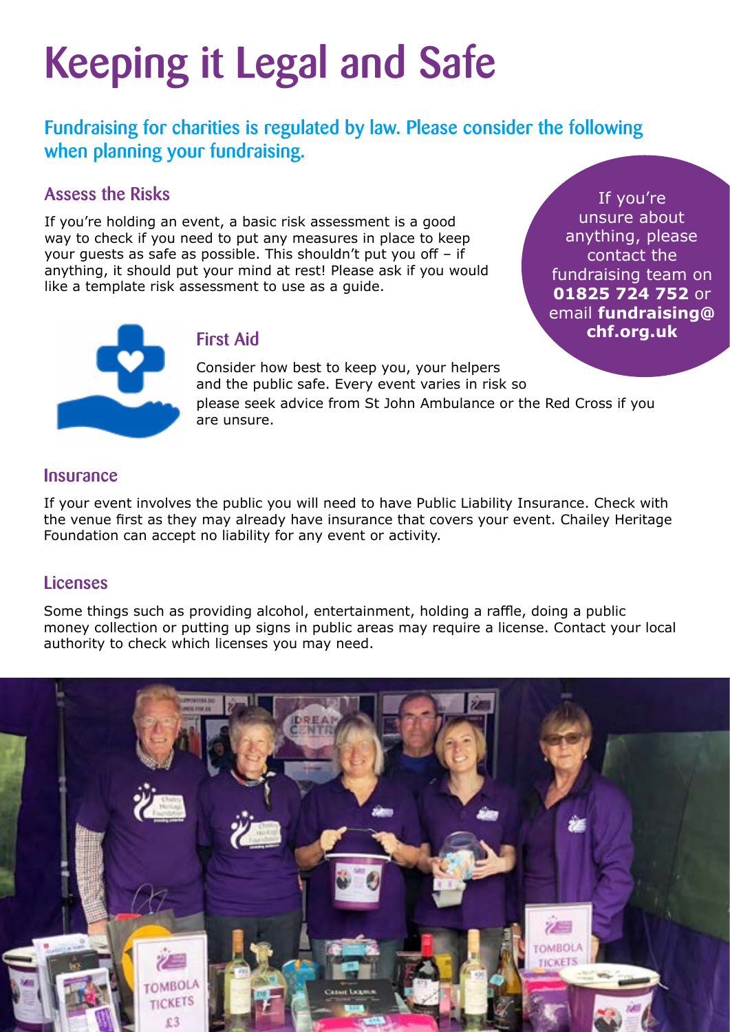# Keeping it Legal and Safe

## Fundraising for charities is regulated by law. Please consider the following when planning your fundraising.

### Assess the Risks

If you're holding an event, a basic risk assessment is a good way to check if you need to put any measures in place to keep your guests as safe as possible. This shouldn't put you off – if anything, it should put your mind at rest! Please ask if you would like a template risk assessment to use as a guide.

If you're unsure about anything, please contact the fundraising team on **01825 724 752** or email **fundraising@chf.org.uk**

### First Aid

Consider how best to keep you, your helpers and the public safe. Every event varies in risk so please seek advice from St John Ambulance or the Red Cross if you are unsure.

### Insurance

If your event involves the public you will need to have Public Liability Insurance. Check with the venue first as they may already have insurance that covers your event. Chailey Heritage Foundation can accept no liability for any event or activity.

### Licenses

Some things such as providing alcohol, entertainment, holding a raffle, doing a public money collection or putting up signs in public areas may require a license. Contact your local authority to check which licenses you may need.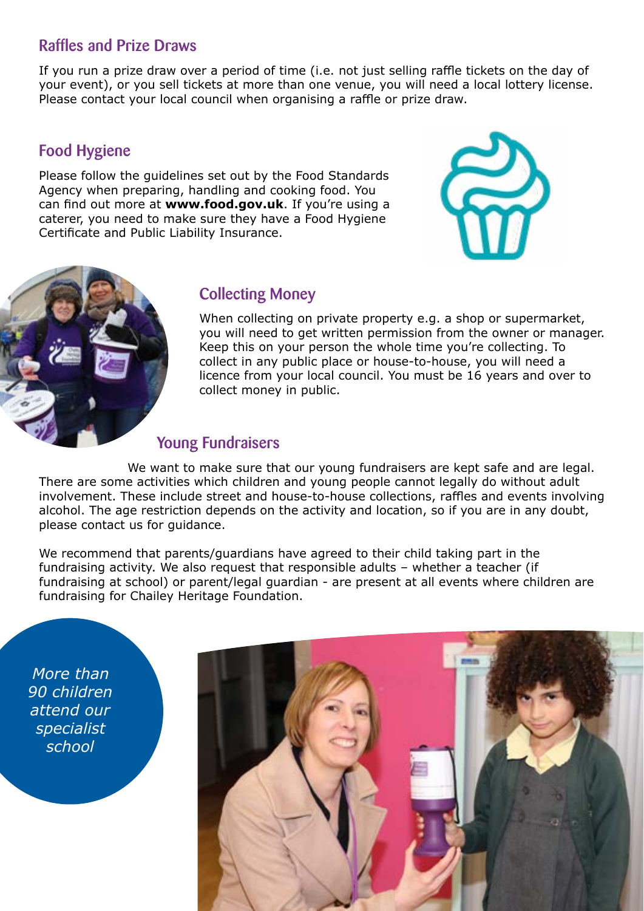## Raffles and Prize Draws

If you run a prize draw over a period of time (i.e. not just selling raffle tickets on the day of your event), or you sell tickets at more than one venue, you will need a local lottery license. Please contact your local council when organising a raffle or prize draw.

## Food Hygiene

Please follow the guidelines set out by the Food Standards Agency when preparing, handling and cooking food. You can find out more at **www.food.gov.uk**. If you're using a caterer, you need to make sure they have a Food Hygiene Certificate and Public Liability Insurance.

## Collecting Money

When collecting on private property e.g. a shop or supermarket, you will need to get written permission from the owner or manager. Keep this on your person the whole time you're collecting. To collect in any public place or house-to-house, you will need a licence from your local council. You must be 16 years and over to collect money in public.

## Young Fundraisers

We want to make sure that our young fundraisers are kept safe and are legal. There are some activities which children and young people cannot legally do without adult involvement. These include street and house-to-house collections, raffles and events involving alcohol. The age restriction depends on the activity and location, so if you are in any doubt, please contact us for guidance.

We recommend that parents/guardians have agreed to their child taking part in the fundraising activity. We also request that responsible adults – whether a teacher (if fundraising at school) or parent/legal guardian - are present at all events where children are fundraising for Chailey Heritage Foundation.

*More than 90 children attend our specialist school*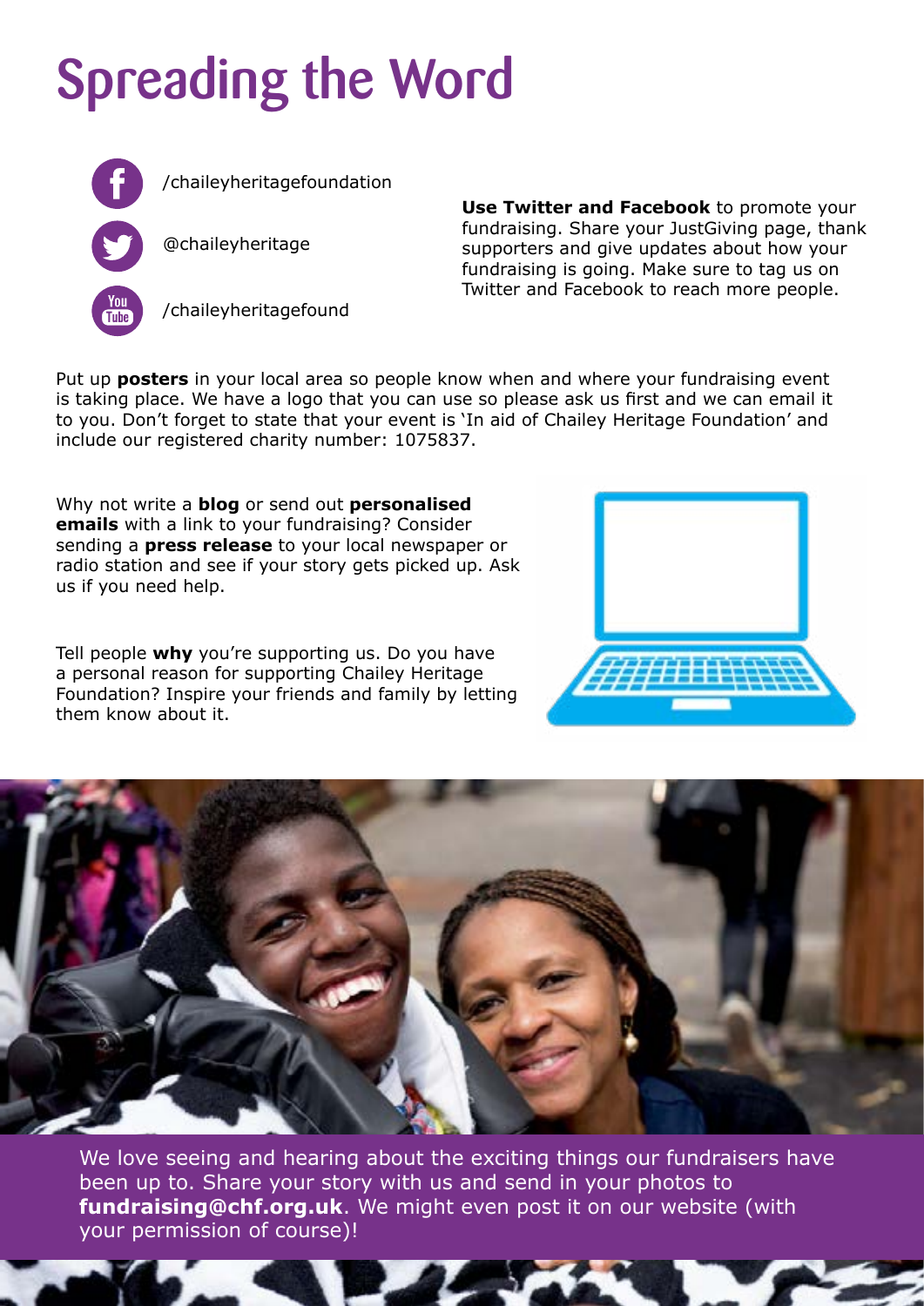# Spreading the Word

/chaileyheritagefoundation

@chaileyheritage

/chaileyheritagefound

**Use Twitter and Facebook** to promote your fundraising. Share your JustGiving page, thank supporters and give updates about how your fundraising is going. Make sure to tag us on Twitter and Facebook to reach more people.

Put up **posters** in your local area so people know when and where your fundraising event is taking place. We have a logo that you can use so please ask us first and we can email it to you. Don't forget to state that your event is 'In aid of Chailey Heritage Foundation' and include our registered charity number: 1075837.

Why not write a **blog** or send out **personalised emails** with a link to your fundraising? Consider sending a **press release** to your local newspaper or radio station and see if your story gets picked up. Ask us if you need help.

Tell people **why** you're supporting us. Do you have a personal reason for supporting Chailey Heritage Foundation? Inspire your friends and family by letting them know about it.

We love seeing and hearing about the exciting things our fundraisers have been up to. Share your story with us and send in your photos to **fundraising@chf.org.uk**. We might even post it on our website (with your permission of course)!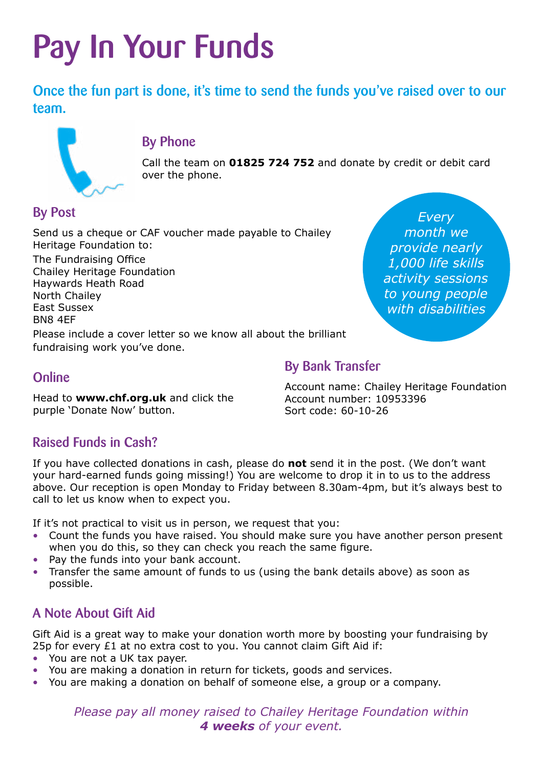# Pay In Your Funds

## Once the fun part is done, it's time to send the funds you've raised over to our team.

### By Phone

Call the team on **01825 724 752** and donate by credit or debit card over the phone.

### By Post

Send us a cheque or CAF voucher made payable to Chailey Heritage Foundation to:

The Fundraising Office
Chailey Heritage Foundation
Haywards Heath Road
North Chailey
East Sussex
BN8 4EF

Please include a cover letter so we know all about the brilliant fundraising work you've done.

*Every month we provide nearly 1,000 life skills activity sessions to young people with disabilities*

### Online

Head to **www.chf.org.uk** and click the purple 'Donate Now' button.

### By Bank Transfer

Account name: Chailey Heritage Foundation
Account number: 10953396
Sort code: 60-10-26

### Raised Funds in Cash?

If you have collected donations in cash, please do **not** send it in the post. (We don't want your hard-earned funds going missing!) You are welcome to drop it in to us to the address above. Our reception is open Monday to Friday between 8.30am-4pm, but it's always best to call to let us know when to expect you.

If it's not practical to visit us in person, we request that you:

- Count the funds you have raised. You should make sure you have another person present when you do this, so they can check you reach the same figure.
- Pay the funds into your bank account.
- Transfer the same amount of funds to us (using the bank details above) as soon as possible.

### A Note About Gift Aid

Gift Aid is a great way to make your donation worth more by boosting your fundraising by 25p for every £1 at no extra cost to you. You cannot claim Gift Aid if:

- You are not a UK tax payer.
- You are making a donation in return for tickets, goods and services.
- You are making a donation on behalf of someone else, a group or a company.

*Please pay all money raised to Chailey Heritage Foundation within **4 weeks** of your event.*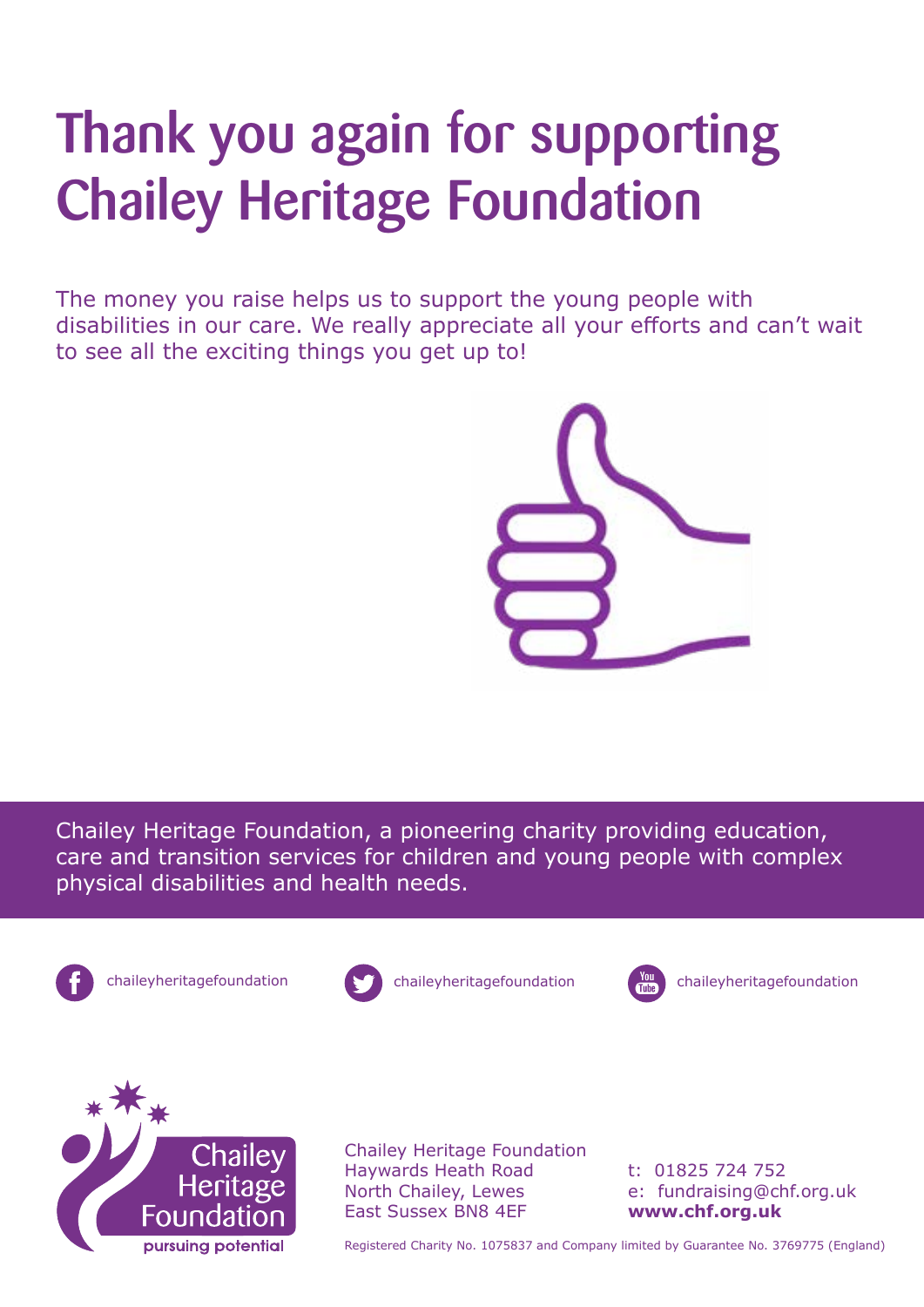# Thank you again for supporting Chailey Heritage Foundation

The money you raise helps us to support the young people with disabilities in our care. We really appreciate all your efforts and can't wait to see all the exciting things you get up to!

Chailey Heritage Foundation, a pioneering charity providing education, care and transition services for children and young people with complex physical disabilities and health needs.

chaileyheritagefoundation

chaileyheritagefoundation

chaileyheritagefoundation

Chailey Heritage Foundation
pursuing potential

Chailey Heritage Foundation
Haywards Heath Road
North Chailey, Lewes
East Sussex BN8 4EF

t: 01825 724 752
e: fundraising@chf.org.uk
**www.chf.org.uk**

Registered Charity No. 1075837 and Company limited by Guarantee No. 3769775 (England)